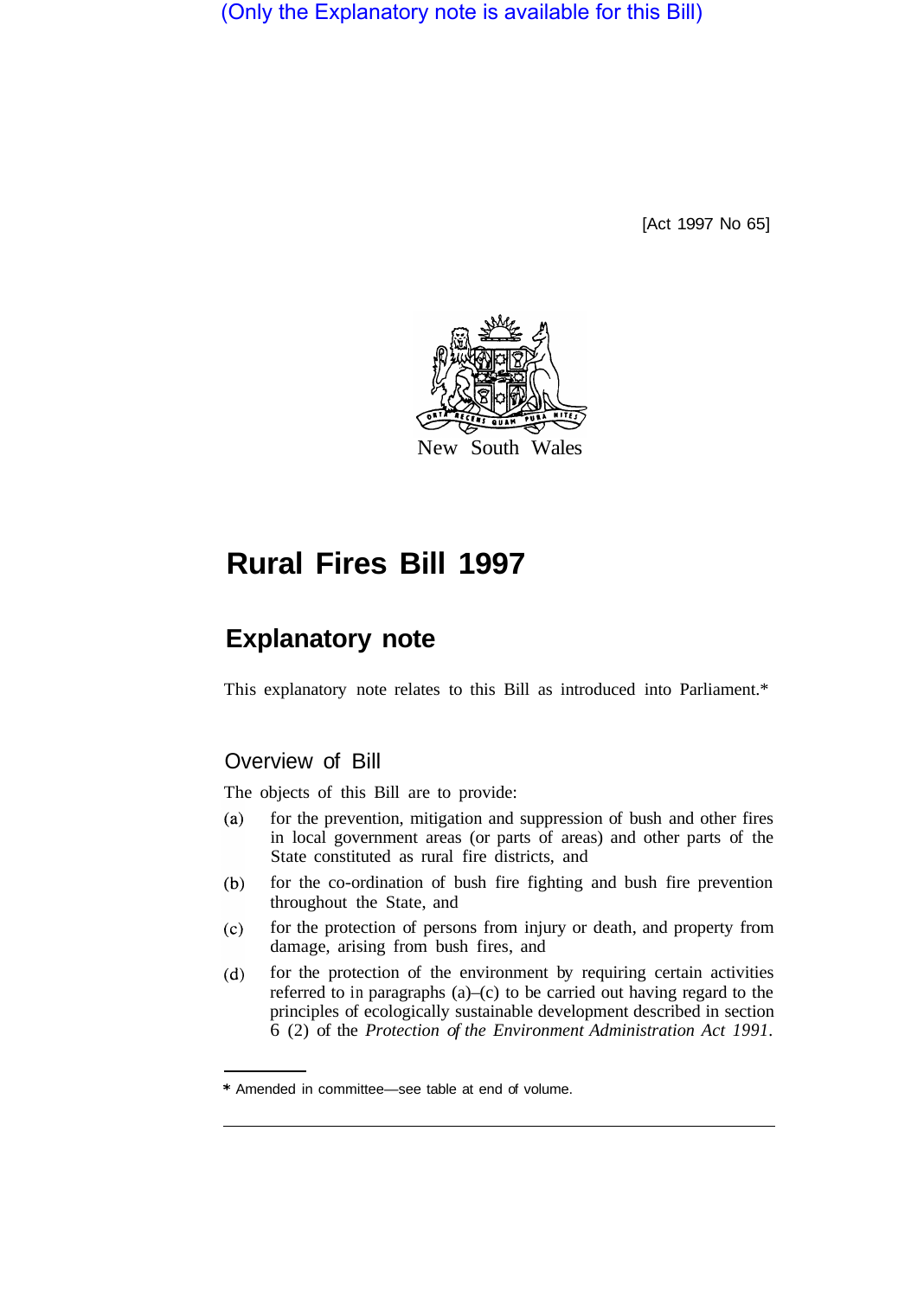(Only the Explanatory note is available for this Bill)

[Act 1997 No 65]

New South Wales

# Rural Fires Bill 1997

## Explanatory note

This explanatory note relates to this Bill as introduced into Parliament.*

### Overview of Bill

The objects of this Bill are to provide:

(a) for the prevention, mitigation and suppression of bush and other fires in local government areas (or parts of areas) and other parts of the State constituted as rural fire districts, and

(b) for the co-ordination of bush fire fighting and bush fire prevention throughout the State, and

(c) for the protection of persons from injury or death, and property from damage, arising from bush fires, and

(d) for the protection of the environment by requiring certain activities referred to in paragraphs (a)–(c) to be carried out having regard to the principles of ecologically sustainable development described in section 6 (2) of the *Protection of the Environment Administration Act 1991*.

---

* Amended in committee—see table at end of volume.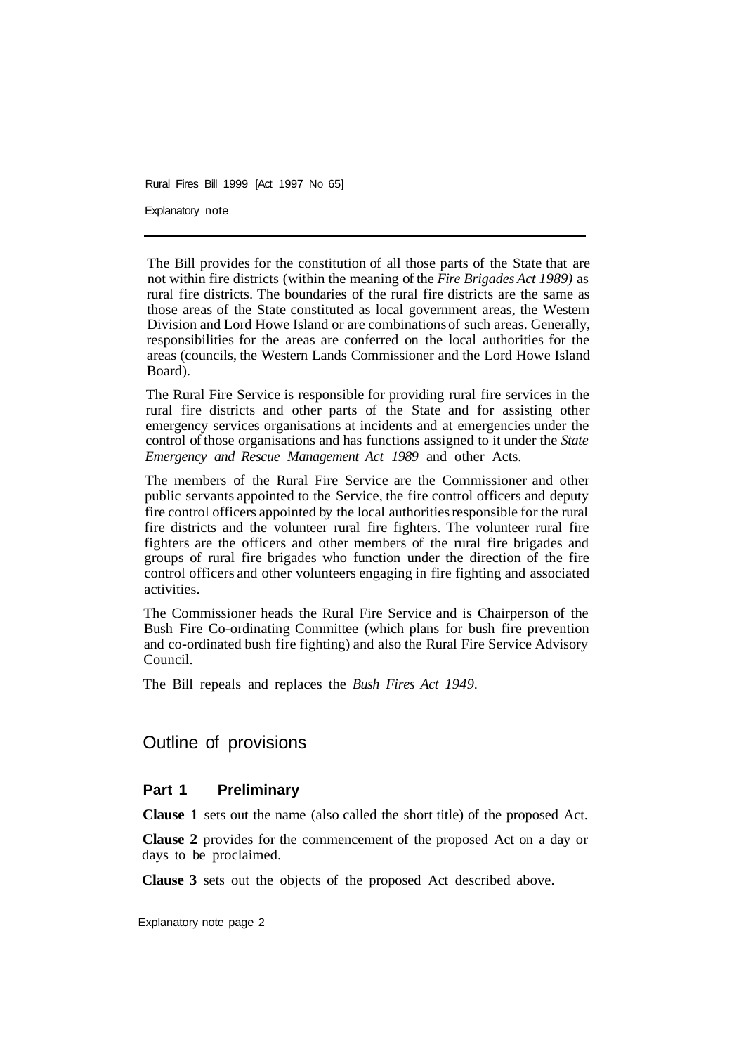The Bill provides for the constitution of all those parts of the State that are not within fire districts (within the meaning of the *Fire Brigades Act 1989)* as rural fire districts. The boundaries of the rural fire districts are the same as those areas of the State constituted as local government areas, the Western Division and Lord Howe Island or are combinations of such areas. Generally, responsibilities for the areas are conferred on the local authorities for the areas (councils, the Western Lands Commissioner and the Lord Howe Island Board).

The Rural Fire Service is responsible for providing rural fire services in the rural fire districts and other parts of the State and for assisting other emergency services organisations at incidents and at emergencies under the control of those organisations and has functions assigned to it under the *State Emergency and Rescue Management Act 1989* and other Acts.

The members of the Rural Fire Service are the Commissioner and other public servants appointed to the Service, the fire control officers and deputy fire control officers appointed by the local authorities responsible for the rural fire districts and the volunteer rural fire fighters. The volunteer rural fire fighters are the officers and other members of the rural fire brigades and groups of rural fire brigades who function under the direction of the fire control officers and other volunteers engaging in fire fighting and associated activities.

The Commissioner heads the Rural Fire Service and is Chairperson of the Bush Fire Co-ordinating Committee (which plans for bush fire prevention and co-ordinated bush fire fighting) and also the Rural Fire Service Advisory Council.

The Bill repeals and replaces the *Bush Fires Act 1949*.

## Outline of provisions

### Part 1 Preliminary

**Clause 1** sets out the name (also called the short title) of the proposed Act.

**Clause 2** provides for the commencement of the proposed Act on a day or days to be proclaimed.

**Clause 3** sets out the objects of the proposed Act described above.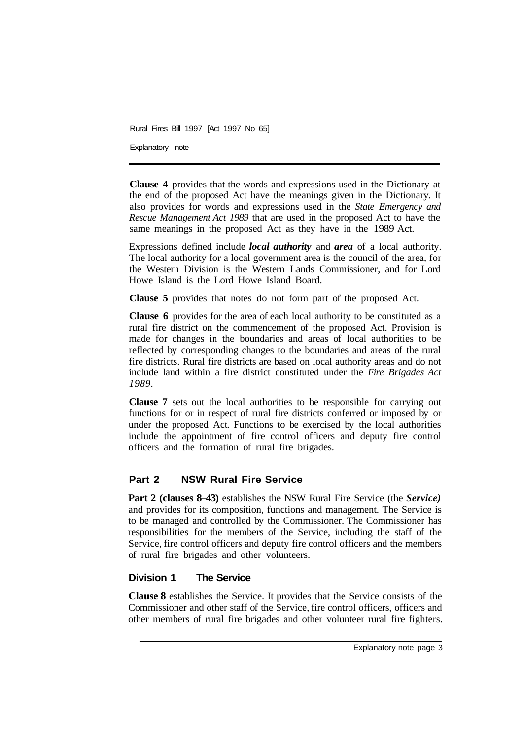**Clause 4** provides that the words and expressions used in the Dictionary at the end of the proposed Act have the meanings given in the Dictionary. It also provides for words and expressions used in the *State Emergency and Rescue Management Act 1989* that are used in the proposed Act to have the same meanings in the proposed Act as they have in the 1989 Act.

Expressions defined include ***local authority*** and ***area*** of a local authority. The local authority for a local government area is the council of the area, for the Western Division is the Western Lands Commissioner, and for Lord Howe Island is the Lord Howe Island Board.

**Clause 5** provides that notes do not form part of the proposed Act.

**Clause 6** provides for the area of each local authority to be constituted as a rural fire district on the commencement of the proposed Act. Provision is made for changes in the boundaries and areas of local authorities to be reflected by corresponding changes to the boundaries and areas of the rural fire districts. Rural fire districts are based on local authority areas and do not include land within a fire district constituted under the *Fire Brigades Act 1989*.

**Clause 7** sets out the local authorities to be responsible for carrying out functions for or in respect of rural fire districts conferred or imposed by or under the proposed Act. Functions to be exercised by the local authorities include the appointment of fire control officers and deputy fire control officers and the formation of rural fire brigades.

## Part 2 NSW Rural Fire Service

**Part 2 (clauses 8–43)** establishes the NSW Rural Fire Service (the ***Service)*** and provides for its composition, functions and management. The Service is to be managed and controlled by the Commissioner. The Commissioner has responsibilities for the members of the Service, including the staff of the Service, fire control officers and deputy fire control officers and the members of rural fire brigades and other volunteers.

### Division 1 The Service

**Clause 8** establishes the Service. It provides that the Service consists of the Commissioner and other staff of the Service, fire control officers, officers and other members of rural fire brigades and other volunteer rural fire fighters.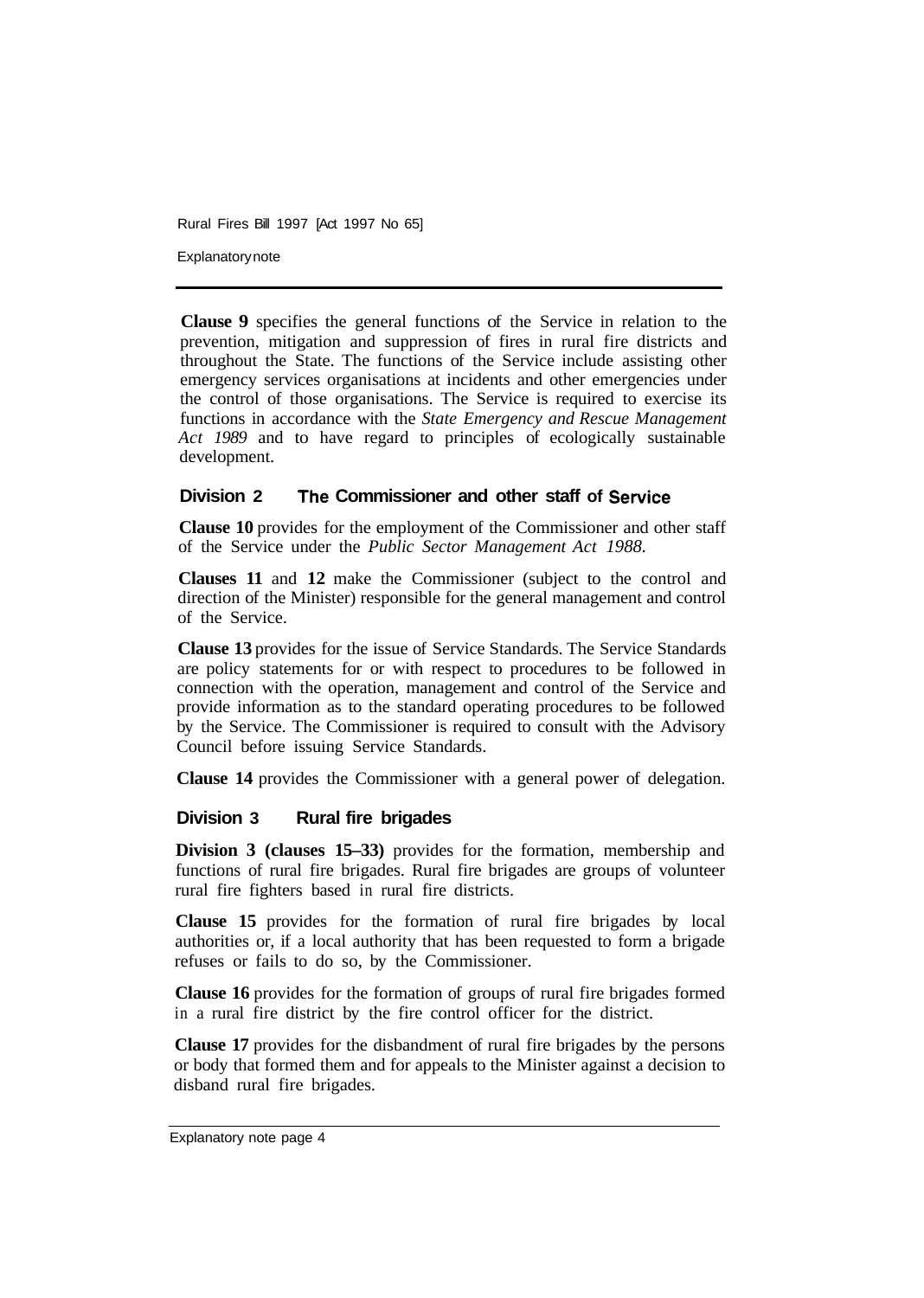**Clause 9** specifies the general functions of the Service in relation to the prevention, mitigation and suppression of fires in rural fire districts and throughout the State. The functions of the Service include assisting other emergency services organisations at incidents and other emergencies under the control of those organisations. The Service is required to exercise its functions in accordance with the *State Emergency and Rescue Management Act 1989* and to have regard to principles of ecologically sustainable development.

### Division 2 The Commissioner and other staff of Service

**Clause 10** provides for the employment of the Commissioner and other staff of the Service under the *Public Sector Management Act 1988*.

**Clauses 11** and **12** make the Commissioner (subject to the control and direction of the Minister) responsible for the general management and control of the Service.

**Clause 13** provides for the issue of Service Standards. The Service Standards are policy statements for or with respect to procedures to be followed in connection with the operation, management and control of the Service and provide information as to the standard operating procedures to be followed by the Service. The Commissioner is required to consult with the Advisory Council before issuing Service Standards.

**Clause 14** provides the Commissioner with a general power of delegation.

### Division 3 Rural fire brigades

**Division 3 (clauses 15–33)** provides for the formation, membership and functions of rural fire brigades. Rural fire brigades are groups of volunteer rural fire fighters based in rural fire districts.

**Clause 15** provides for the formation of rural fire brigades by local authorities or, if a local authority that has been requested to form a brigade refuses or fails to do so, by the Commissioner.

**Clause 16** provides for the formation of groups of rural fire brigades formed in a rural fire district by the fire control officer for the district.

**Clause 17** provides for the disbandment of rural fire brigades by the persons or body that formed them and for appeals to the Minister against a decision to disband rural fire brigades.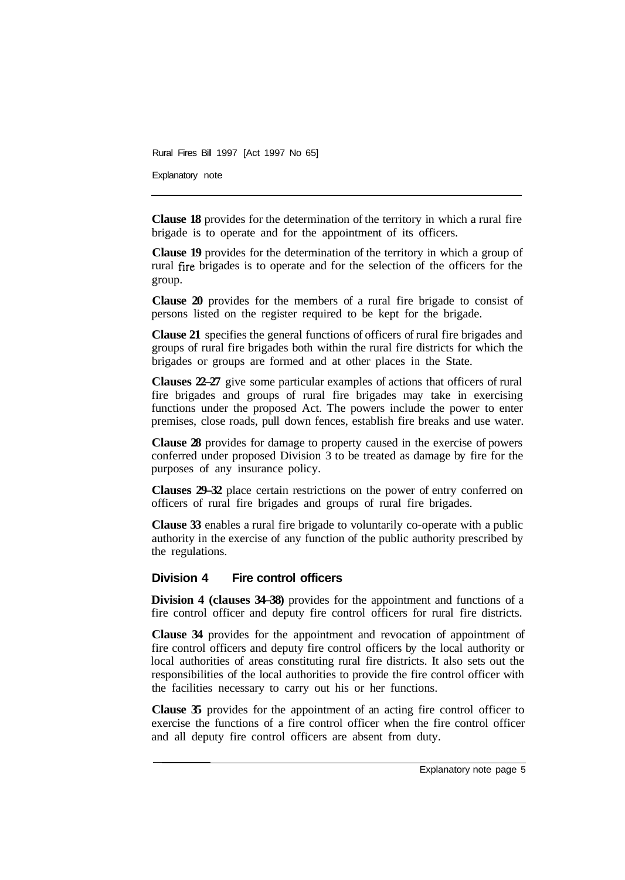**Clause 18** provides for the determination of the territory in which a rural fire brigade is to operate and for the appointment of its officers.

**Clause 19** provides for the determination of the territory in which a group of rural fire brigades is to operate and for the selection of the officers for the group.

**Clause 20** provides for the members of a rural fire brigade to consist of persons listed on the register required to be kept for the brigade.

**Clause 21** specifies the general functions of officers of rural fire brigades and groups of rural fire brigades both within the rural fire districts for which the brigades or groups are formed and at other places in the State.

**Clauses 22–27** give some particular examples of actions that officers of rural fire brigades and groups of rural fire brigades may take in exercising functions under the proposed Act. The powers include the power to enter premises, close roads, pull down fences, establish fire breaks and use water.

**Clause 28** provides for damage to property caused in the exercise of powers conferred under proposed Division 3 to be treated as damage by fire for the purposes of any insurance policy.

**Clauses 29–32** place certain restrictions on the power of entry conferred on officers of rural fire brigades and groups of rural fire brigades.

**Clause 33** enables a rural fire brigade to voluntarily co-operate with a public authority in the exercise of any function of the public authority prescribed by the regulations.

### Division 4 Fire control officers

**Division 4 (clauses 34–38)** provides for the appointment and functions of a fire control officer and deputy fire control officers for rural fire districts.

**Clause 34** provides for the appointment and revocation of appointment of fire control officers and deputy fire control officers by the local authority or local authorities of areas constituting rural fire districts. It also sets out the responsibilities of the local authorities to provide the fire control officer with the facilities necessary to carry out his or her functions.

**Clause 35** provides for the appointment of an acting fire control officer to exercise the functions of a fire control officer when the fire control officer and all deputy fire control officers are absent from duty.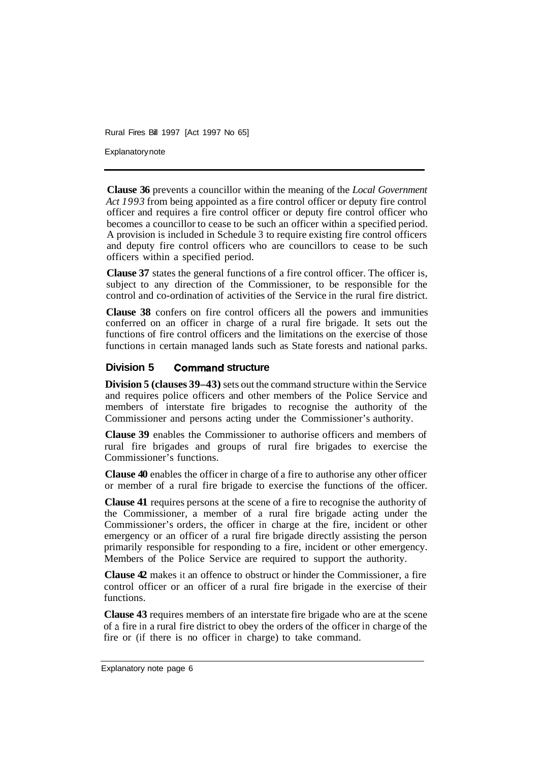**Clause 36** prevents a councillor within the meaning of the *Local Government Act 1993* from being appointed as a fire control officer or deputy fire control officer and requires a fire control officer or deputy fire control officer who becomes a councillor to cease to be such an officer within a specified period. A provision is included in Schedule 3 to require existing fire control officers and deputy fire control officers who are councillors to cease to be such officers within a specified period.

**Clause 37** states the general functions of a fire control officer. The officer is, subject to any direction of the Commissioner, to be responsible for the control and co-ordination of activities of the Service in the rural fire district.

**Clause 38** confers on fire control officers all the powers and immunities conferred on an officer in charge of a rural fire brigade. It sets out the functions of fire control officers and the limitations on the exercise of those functions in certain managed lands such as State forests and national parks.

## Division 5 Command structure

**Division 5 (clauses 39–43)** sets out the command structure within the Service and requires police officers and other members of the Police Service and members of interstate fire brigades to recognise the authority of the Commissioner and persons acting under the Commissioner's authority.

**Clause 39** enables the Commissioner to authorise officers and members of rural fire brigades and groups of rural fire brigades to exercise the Commissioner's functions.

**Clause 40** enables the officer in charge of a fire to authorise any other officer or member of a rural fire brigade to exercise the functions of the officer.

**Clause 41** requires persons at the scene of a fire to recognise the authority of the Commissioner, a member of a rural fire brigade acting under the Commissioner's orders, the officer in charge at the fire, incident or other emergency or an officer of a rural fire brigade directly assisting the person primarily responsible for responding to a fire, incident or other emergency. Members of the Police Service are required to support the authority.

**Clause 42** makes it an offence to obstruct or hinder the Commissioner, a fire control officer or an officer of a rural fire brigade in the exercise of their functions.

**Clause 43** requires members of an interstate fire brigade who are at the scene of a fire in a rural fire district to obey the orders of the officer in charge of the fire or (if there is no officer in charge) to take command.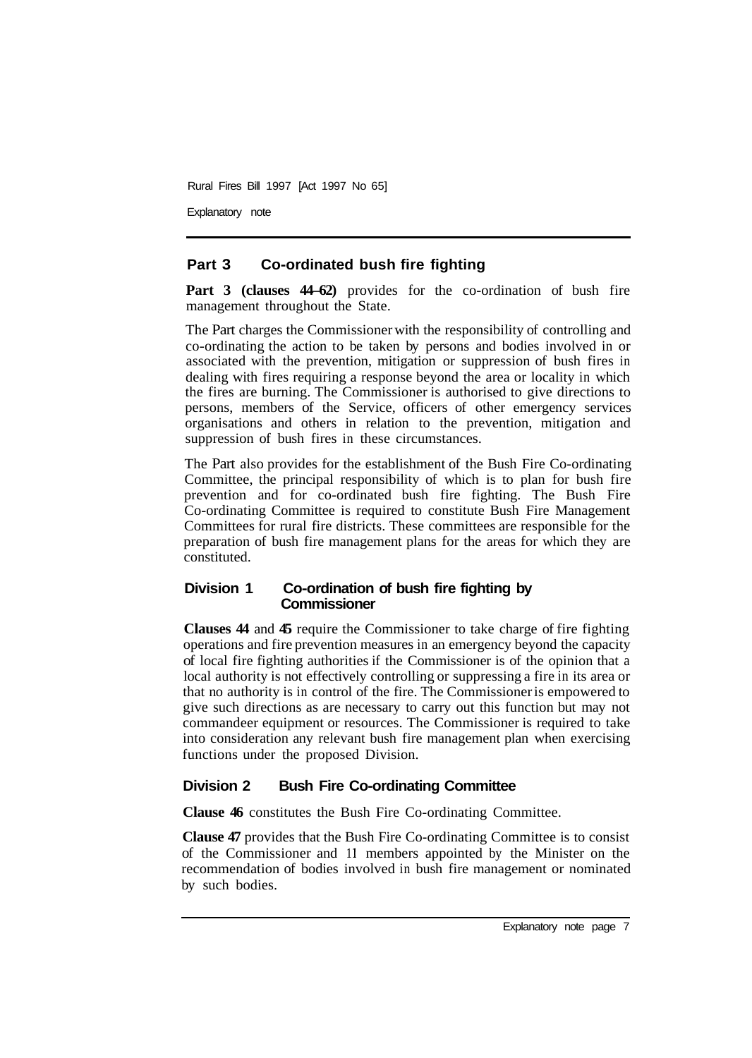## Part 3 Co-ordinated bush fire fighting

**Part 3 (clauses 44–62)** provides for the co-ordination of bush fire management throughout the State.

The Part charges the Commissioner with the responsibility of controlling and co-ordinating the action to be taken by persons and bodies involved in or associated with the prevention, mitigation or suppression of bush fires in dealing with fires requiring a response beyond the area or locality in which the fires are burning. The Commissioner is authorised to give directions to persons, members of the Service, officers of other emergency services organisations and others in relation to the prevention, mitigation and suppression of bush fires in these circumstances.

The Part also provides for the establishment of the Bush Fire Co-ordinating Committee, the principal responsibility of which is to plan for bush fire prevention and for co-ordinated bush fire fighting. The Bush Fire Co-ordinating Committee is required to constitute Bush Fire Management Committees for rural fire districts. These committees are responsible for the preparation of bush fire management plans for the areas for which they are constituted.

### Division 1 Co-ordination of bush fire fighting by Commissioner

**Clauses 44** and **45** require the Commissioner to take charge of fire fighting operations and fire prevention measures in an emergency beyond the capacity of local fire fighting authorities if the Commissioner is of the opinion that a local authority is not effectively controlling or suppressing a fire in its area or that no authority is in control of the fire. The Commissioner is empowered to give such directions as are necessary to carry out this function but may not commandeer equipment or resources. The Commissioner is required to take into consideration any relevant bush fire management plan when exercising functions under the proposed Division.

### Division 2 Bush Fire Co-ordinating Committee

**Clause 46** constitutes the Bush Fire Co-ordinating Committee.

**Clause 47** provides that the Bush Fire Co-ordinating Committee is to consist of the Commissioner and 11 members appointed by the Minister on the recommendation of bodies involved in bush fire management or nominated by such bodies.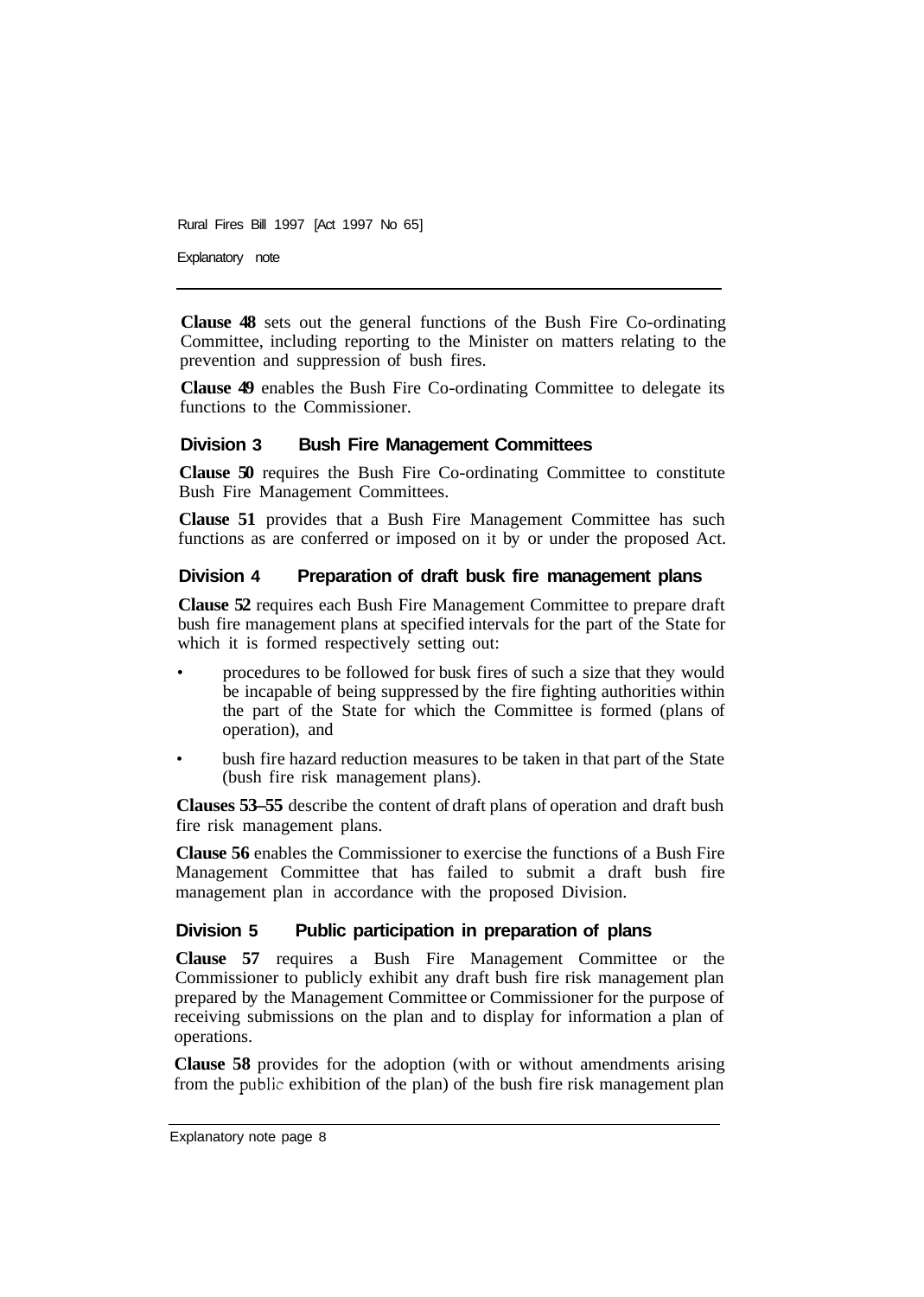**Clause 48** sets out the general functions of the Bush Fire Co-ordinating Committee, including reporting to the Minister on matters relating to the prevention and suppression of bush fires.

**Clause 49** enables the Bush Fire Co-ordinating Committee to delegate its functions to the Commissioner.

### Division 3 Bush Fire Management Committees

**Clause 50** requires the Bush Fire Co-ordinating Committee to constitute Bush Fire Management Committees.

**Clause 51** provides that a Bush Fire Management Committee has such functions as are conferred or imposed on it by or under the proposed Act.

### Division 4 Preparation of draft busk fire management plans

**Clause 52** requires each Bush Fire Management Committee to prepare draft bush fire management plans at specified intervals for the part of the State for which it is formed respectively setting out:

- procedures to be followed for busk fires of such a size that they would be incapable of being suppressed by the fire fighting authorities within the part of the State for which the Committee is formed (plans of operation), and
- bush fire hazard reduction measures to be taken in that part of the State (bush fire risk management plans).

**Clauses 53–55** describe the content of draft plans of operation and draft bush fire risk management plans.

**Clause 56** enables the Commissioner to exercise the functions of a Bush Fire Management Committee that has failed to submit a draft bush fire management plan in accordance with the proposed Division.

### Division 5 Public participation in preparation of plans

**Clause 57** requires a Bush Fire Management Committee or the Commissioner to publicly exhibit any draft bush fire risk management plan prepared by the Management Committee or Commissioner for the purpose of receiving submissions on the plan and to display for information a plan of operations.

**Clause 58** provides for the adoption (with or without amendments arising from the public exhibition of the plan) of the bush fire risk management plan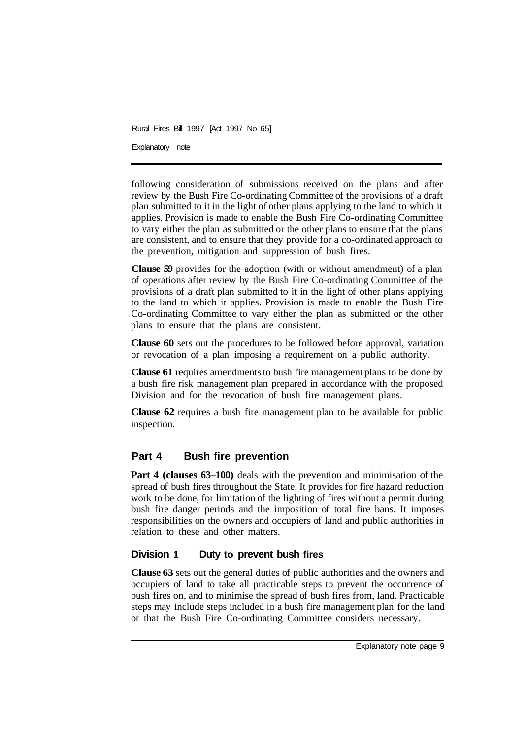following consideration of submissions received on the plans and after review by the Bush Fire Co-ordinating Committee of the provisions of a draft plan submitted to it in the light of other plans applying to the land to which it applies. Provision is made to enable the Bush Fire Co-ordinating Committee to vary either the plan as submitted or the other plans to ensure that the plans are consistent, and to ensure that they provide for a co-ordinated approach to the prevention, mitigation and suppression of bush fires.

**Clause 59** provides for the adoption (with or without amendment) of a plan of operations after review by the Bush Fire Co-ordinating Committee of the provisions of a draft plan submitted to it in the light of other plans applying to the land to which it applies. Provision is made to enable the Bush Fire Co-ordinating Committee to vary either the plan as submitted or the other plans to ensure that the plans are consistent.

**Clause 60** sets out the procedures to be followed before approval, variation or revocation of a plan imposing a requirement on a public authority.

**Clause 61** requires amendments to bush fire management plans to be done by a bush fire risk management plan prepared in accordance with the proposed Division and for the revocation of bush fire management plans.

**Clause 62** requires a bush fire management plan to be available for public inspection.

## Part 4 Bush fire prevention

**Part 4 (clauses 63–100)** deals with the prevention and minimisation of the spread of bush fires throughout the State. It provides for fire hazard reduction work to be done, for limitation of the lighting of fires without a permit during bush fire danger periods and the imposition of total fire bans. It imposes responsibilities on the owners and occupiers of land and public authorities in relation to these and other matters.

### Division 1 Duty to prevent bush fires

**Clause 63** sets out the general duties of public authorities and the owners and occupiers of land to take all practicable steps to prevent the occurrence of bush fires on, and to minimise the spread of bush fires from, land. Practicable steps may include steps included in a bush fire management plan for the land or that the Bush Fire Co-ordinating Committee considers necessary.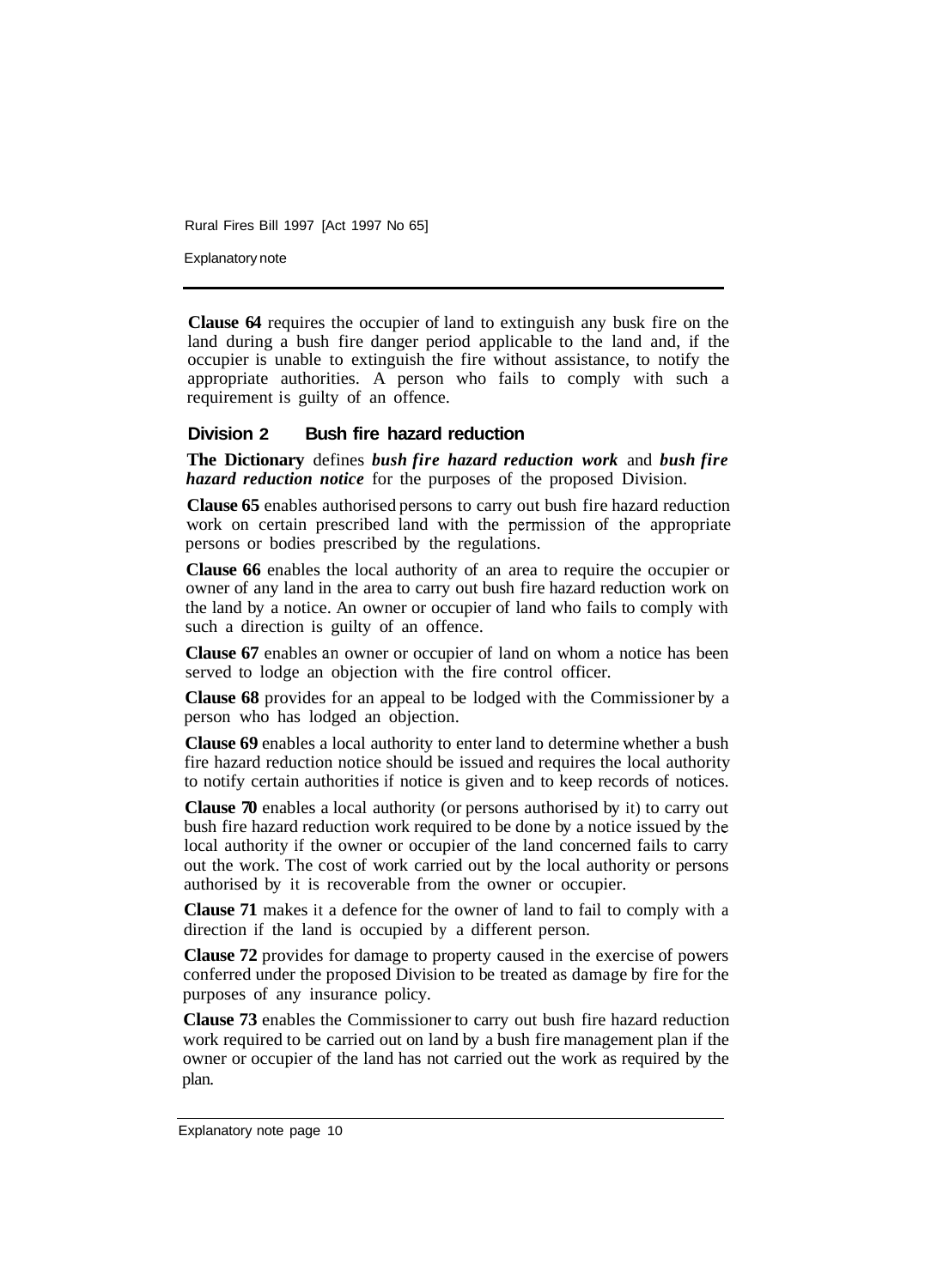**Clause 64** requires the occupier of land to extinguish any busk fire on the land during a bush fire danger period applicable to the land and, if the occupier is unable to extinguish the fire without assistance, to notify the appropriate authorities. A person who fails to comply with such a requirement is guilty of an offence.

## Division 2 Bush fire hazard reduction

**The Dictionary** defines ***bush fire hazard reduction work*** and ***bush fire hazard reduction notice*** for the purposes of the proposed Division.

**Clause 65** enables authorised persons to carry out bush fire hazard reduction work on certain prescribed land with the permission of the appropriate persons or bodies prescribed by the regulations.

**Clause 66** enables the local authority of an area to require the occupier or owner of any land in the area to carry out bush fire hazard reduction work on the land by a notice. An owner or occupier of land who fails to comply with such a direction is guilty of an offence.

**Clause 67** enables an owner or occupier of land on whom a notice has been served to lodge an objection with the fire control officer.

**Clause 68** provides for an appeal to be lodged with the Commissioner by a person who has lodged an objection.

**Clause 69** enables a local authority to enter land to determine whether a bush fire hazard reduction notice should be issued and requires the local authority to notify certain authorities if notice is given and to keep records of notices.

**Clause 70** enables a local authority (or persons authorised by it) to carry out bush fire hazard reduction work required to be done by a notice issued by the local authority if the owner or occupier of the land concerned fails to carry out the work. The cost of work carried out by the local authority or persons authorised by it is recoverable from the owner or occupier.

**Clause 71** makes it a defence for the owner of land to fail to comply with a direction if the land is occupied by a different person.

**Clause 72** provides for damage to property caused in the exercise of powers conferred under the proposed Division to be treated as damage by fire for the purposes of any insurance policy.

**Clause 73** enables the Commissioner to carry out bush fire hazard reduction work required to be carried out on land by a bush fire management plan if the owner or occupier of the land has not carried out the work as required by the plan.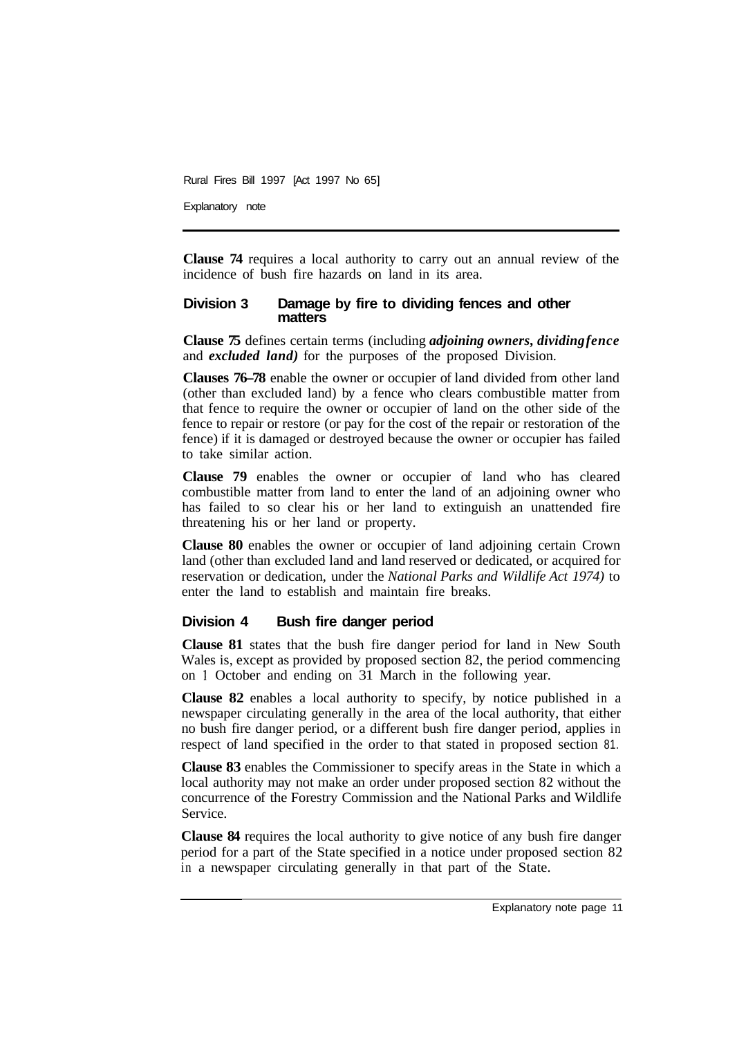**Clause 74** requires a local authority to carry out an annual review of the incidence of bush fire hazards on land in its area.

## Division 3 Damage by fire to dividing fences and other matters

**Clause 75** defines certain terms (including ***adjoining owners***, ***dividing fence*** and ***excluded land)*** for the purposes of the proposed Division.

**Clauses 76–78** enable the owner or occupier of land divided from other land (other than excluded land) by a fence who clears combustible matter from that fence to require the owner or occupier of land on the other side of the fence to repair or restore (or pay for the cost of the repair or restoration of the fence) if it is damaged or destroyed because the owner or occupier has failed to take similar action.

**Clause 79** enables the owner or occupier of land who has cleared combustible matter from land to enter the land of an adjoining owner who has failed to so clear his or her land to extinguish an unattended fire threatening his or her land or property.

**Clause 80** enables the owner or occupier of land adjoining certain Crown land (other than excluded land and land reserved or dedicated, or acquired for reservation or dedication, under the *National Parks and Wildlife Act 1974)* to enter the land to establish and maintain fire breaks.

## Division 4 Bush fire danger period

**Clause 81** states that the bush fire danger period for land in New South Wales is, except as provided by proposed section 82, the period commencing on 1 October and ending on 31 March in the following year.

**Clause 82** enables a local authority to specify, by notice published in a newspaper circulating generally in the area of the local authority, that either no bush fire danger period, or a different bush fire danger period, applies in respect of land specified in the order to that stated in proposed section 81.

**Clause 83** enables the Commissioner to specify areas in the State in which a local authority may not make an order under proposed section 82 without the concurrence of the Forestry Commission and the National Parks and Wildlife Service.

**Clause 84** requires the local authority to give notice of any bush fire danger period for a part of the State specified in a notice under proposed section 82 in a newspaper circulating generally in that part of the State.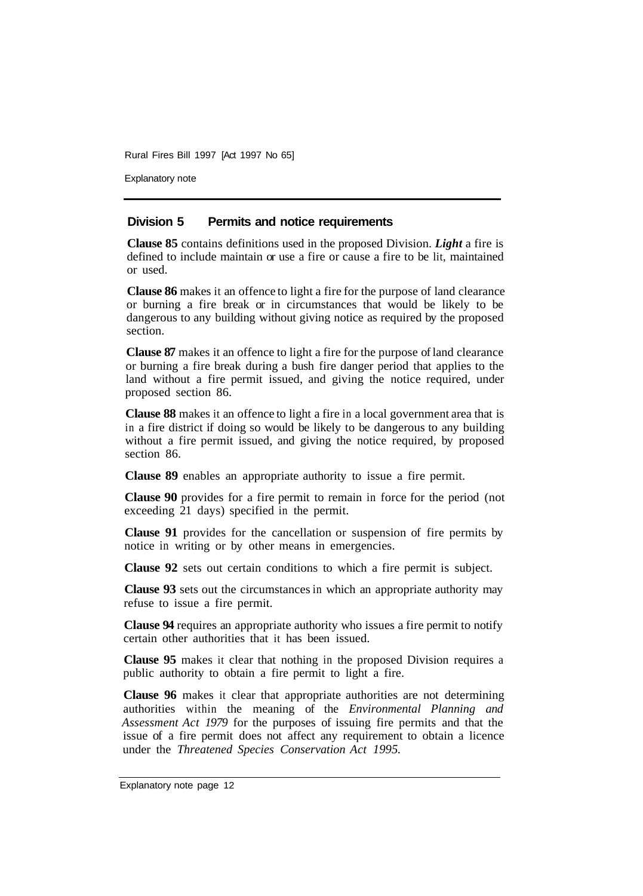## Division 5 Permits and notice requirements

**Clause 85** contains definitions used in the proposed Division. ***Light*** a fire is defined to include maintain or use a fire or cause a fire to be lit, maintained or used.

**Clause 86** makes it an offence to light a fire for the purpose of land clearance or burning a fire break or in circumstances that would be likely to be dangerous to any building without giving notice as required by the proposed section.

**Clause 87** makes it an offence to light a fire for the purpose of land clearance or burning a fire break during a bush fire danger period that applies to the land without a fire permit issued, and giving the notice required, under proposed section 86.

**Clause 88** makes it an offence to light a fire in a local government area that is in a fire district if doing so would be likely to be dangerous to any building without a fire permit issued, and giving the notice required, by proposed section 86.

**Clause 89** enables an appropriate authority to issue a fire permit.

**Clause 90** provides for a fire permit to remain in force for the period (not exceeding 21 days) specified in the permit.

**Clause 91** provides for the cancellation or suspension of fire permits by notice in writing or by other means in emergencies.

**Clause 92** sets out certain conditions to which a fire permit is subject.

**Clause 93** sets out the circumstances in which an appropriate authority may refuse to issue a fire permit.

**Clause 94** requires an appropriate authority who issues a fire permit to notify certain other authorities that it has been issued.

**Clause 95** makes it clear that nothing in the proposed Division requires a public authority to obtain a fire permit to light a fire.

**Clause 96** makes it clear that appropriate authorities are not determining authorities within the meaning of the *Environmental Planning and Assessment Act 1979* for the purposes of issuing fire permits and that the issue of a fire permit does not affect any requirement to obtain a licence under the *Threatened Species Conservation Act 1995.*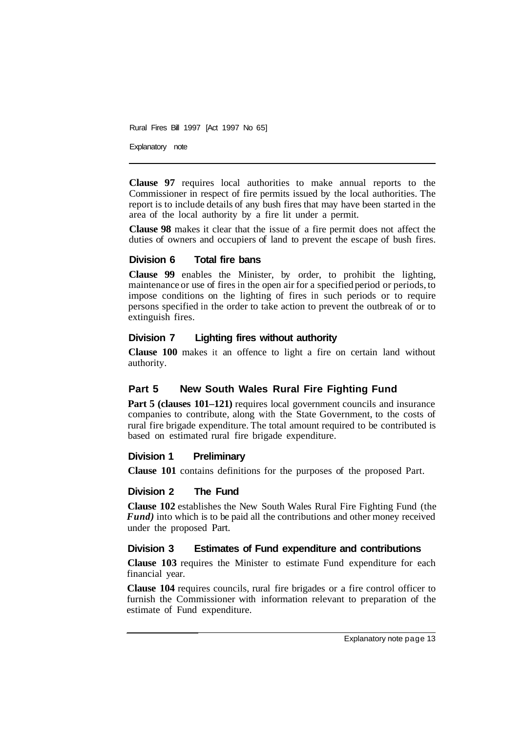**Clause 97** requires local authorities to make annual reports to the Commissioner in respect of fire permits issued by the local authorities. The report is to include details of any bush fires that may have been started in the area of the local authority by a fire lit under a permit.

**Clause 98** makes it clear that the issue of a fire permit does not affect the duties of owners and occupiers of land to prevent the escape of bush fires.

### Division 6 Total fire bans

**Clause 99** enables the Minister, by order, to prohibit the lighting, maintenance or use of fires in the open air for a specified period or periods, to impose conditions on the lighting of fires in such periods or to require persons specified in the order to take action to prevent the outbreak of or to extinguish fires.

### Division 7 Lighting fires without authority

**Clause 100** makes it an offence to light a fire on certain land without authority.

## Part 5 New South Wales Rural Fire Fighting Fund

**Part 5 (clauses 101–121)** requires local government councils and insurance companies to contribute, along with the State Government, to the costs of rural fire brigade expenditure. The total amount required to be contributed is based on estimated rural fire brigade expenditure.

### Division 1 Preliminary

**Clause 101** contains definitions for the purposes of the proposed Part.

### Division 2 The Fund

**Clause 102** establishes the New South Wales Rural Fire Fighting Fund (the ***Fund)*** into which is to be paid all the contributions and other money received under the proposed Part.

### Division 3 Estimates of Fund expenditure and contributions

**Clause 103** requires the Minister to estimate Fund expenditure for each financial year.

**Clause 104** requires councils, rural fire brigades or a fire control officer to furnish the Commissioner with information relevant to preparation of the estimate of Fund expenditure.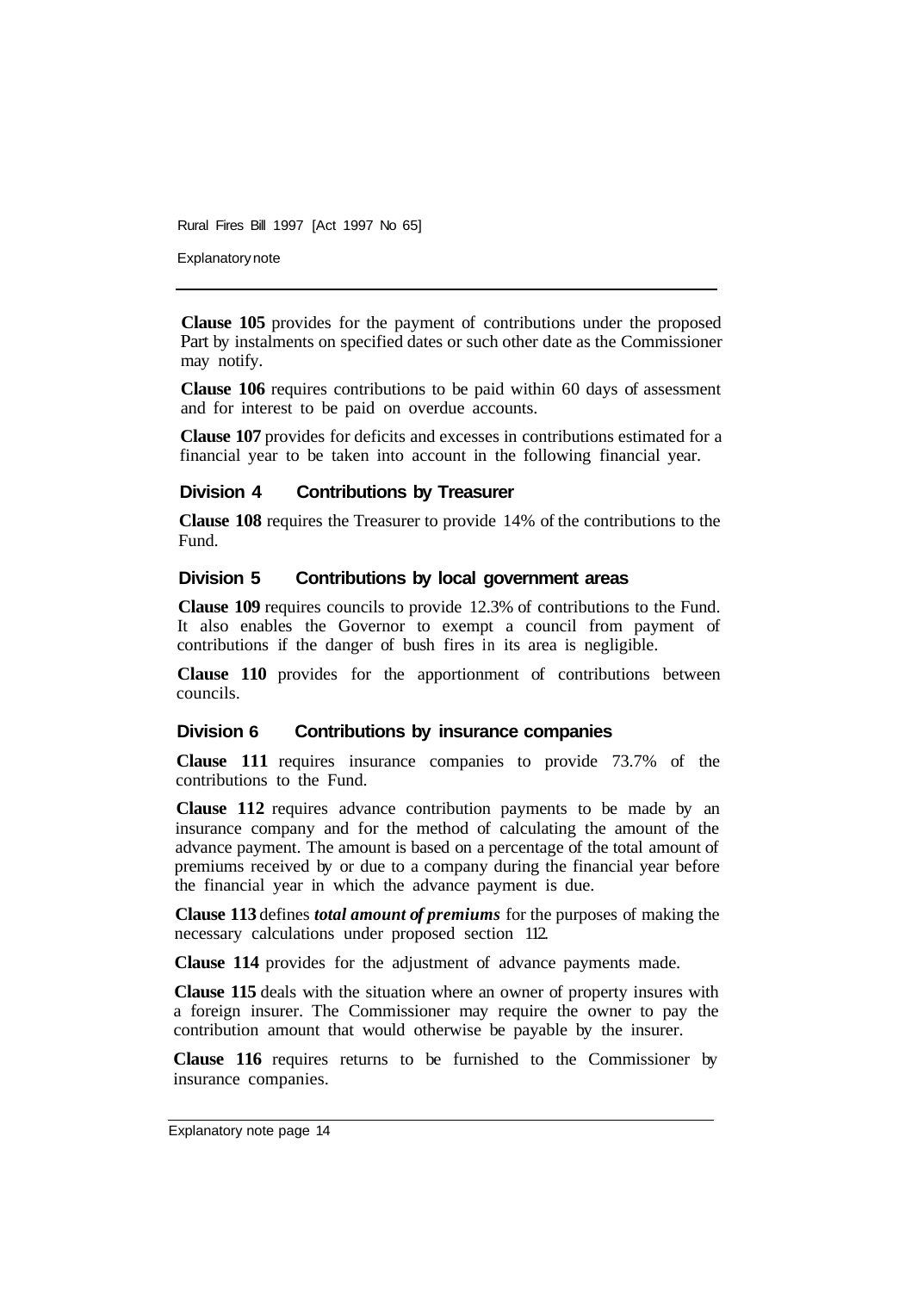**Clause 105** provides for the payment of contributions under the proposed Part by instalments on specified dates or such other date as the Commissioner may notify.

**Clause 106** requires contributions to be paid within 60 days of assessment and for interest to be paid on overdue accounts.

**Clause 107** provides for deficits and excesses in contributions estimated for a financial year to be taken into account in the following financial year.

### Division 4 Contributions by Treasurer

**Clause 108** requires the Treasurer to provide 14% of the contributions to the Fund.

### Division 5 Contributions by local government areas

**Clause 109** requires councils to provide 12.3% of contributions to the Fund. It also enables the Governor to exempt a council from payment of contributions if the danger of bush fires in its area is negligible.

**Clause 110** provides for the apportionment of contributions between councils.

### Division 6 Contributions by insurance companies

**Clause 111** requires insurance companies to provide 73.7% of the contributions to the Fund.

**Clause 112** requires advance contribution payments to be made by an insurance company and for the method of calculating the amount of the advance payment. The amount is based on a percentage of the total amount of premiums received by or due to a company during the financial year before the financial year in which the advance payment is due.

**Clause 113** defines ***total amount of premiums*** for the purposes of making the necessary calculations under proposed section 112.

**Clause 114** provides for the adjustment of advance payments made.

**Clause 115** deals with the situation where an owner of property insures with a foreign insurer. The Commissioner may require the owner to pay the contribution amount that would otherwise be payable by the insurer.

**Clause 116** requires returns to be furnished to the Commissioner by insurance companies.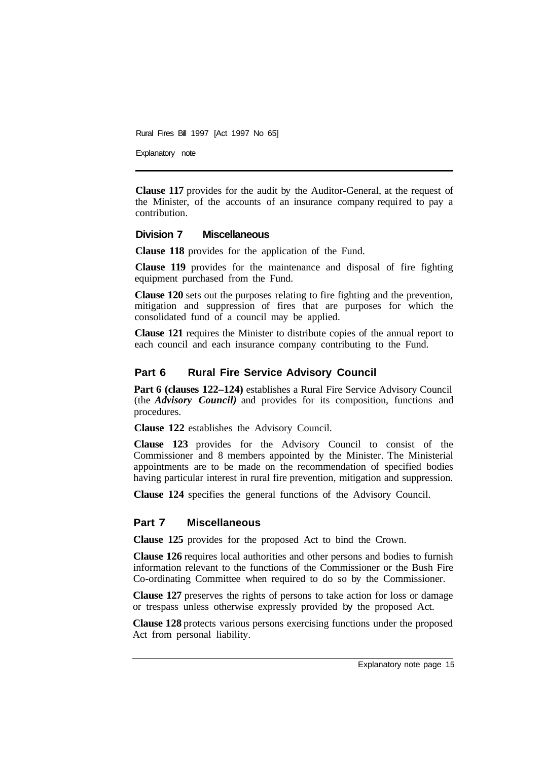**Clause 117** provides for the audit by the Auditor-General, at the request of the Minister, of the accounts of an insurance company required to pay a contribution.

### Division 7 Miscellaneous

**Clause 118** provides for the application of the Fund.

**Clause 119** provides for the maintenance and disposal of fire fighting equipment purchased from the Fund.

**Clause 120** sets out the purposes relating to fire fighting and the prevention, mitigation and suppression of fires that are purposes for which the consolidated fund of a council may be applied.

**Clause 121** requires the Minister to distribute copies of the annual report to each council and each insurance company contributing to the Fund.

## Part 6 Rural Fire Service Advisory Council

**Part 6 (clauses 122–124)** establishes a Rural Fire Service Advisory Council (the ***Advisory Council)*** and provides for its composition, functions and procedures.

**Clause 122** establishes the Advisory Council.

**Clause 123** provides for the Advisory Council to consist of the Commissioner and 8 members appointed by the Minister. The Ministerial appointments are to be made on the recommendation of specified bodies having particular interest in rural fire prevention, mitigation and suppression.

**Clause 124** specifies the general functions of the Advisory Council.

## Part 7 Miscellaneous

**Clause 125** provides for the proposed Act to bind the Crown.

**Clause 126** requires local authorities and other persons and bodies to furnish information relevant to the functions of the Commissioner or the Bush Fire Co-ordinating Committee when required to do so by the Commissioner.

**Clause 127** preserves the rights of persons to take action for loss or damage or trespass unless otherwise expressly provided by the proposed Act.

**Clause 128** protects various persons exercising functions under the proposed Act from personal liability.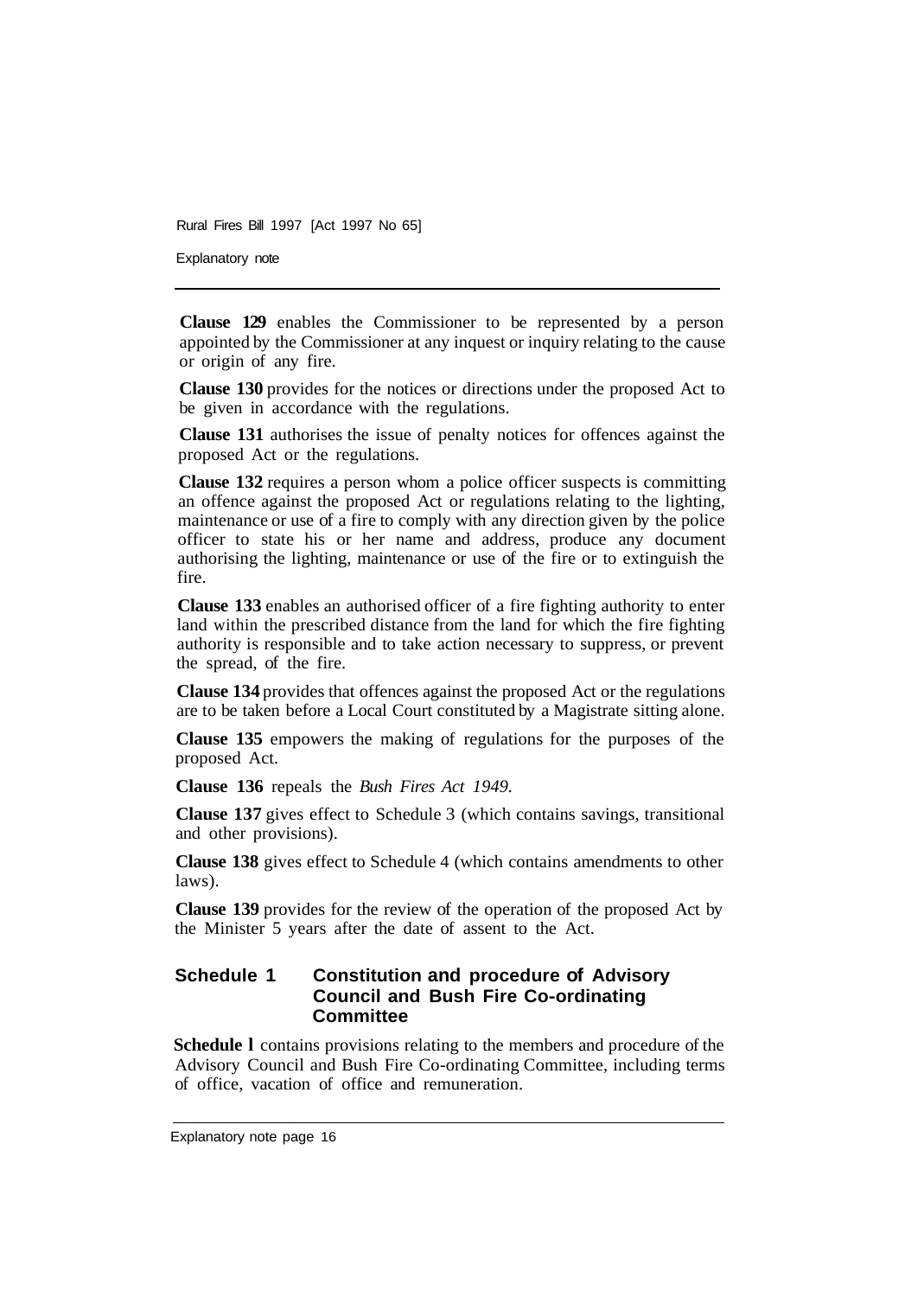**Clause 129** enables the Commissioner to be represented by a person appointed by the Commissioner at any inquest or inquiry relating to the cause or origin of any fire.

**Clause 130** provides for the notices or directions under the proposed Act to be given in accordance with the regulations.

**Clause 131** authorises the issue of penalty notices for offences against the proposed Act or the regulations.

**Clause 132** requires a person whom a police officer suspects is committing an offence against the proposed Act or regulations relating to the lighting, maintenance or use of a fire to comply with any direction given by the police officer to state his or her name and address, produce any document authorising the lighting, maintenance or use of the fire or to extinguish the fire.

**Clause 133** enables an authorised officer of a fire fighting authority to enter land within the prescribed distance from the land for which the fire fighting authority is responsible and to take action necessary to suppress, or prevent the spread, of the fire.

**Clause 134** provides that offences against the proposed Act or the regulations are to be taken before a Local Court constituted by a Magistrate sitting alone.

**Clause 135** empowers the making of regulations for the purposes of the proposed Act.

**Clause 136** repeals the *Bush Fires Act 1949.*

**Clause 137** gives effect to Schedule 3 (which contains savings, transitional and other provisions).

**Clause 138** gives effect to Schedule 4 (which contains amendments to other laws).

**Clause 139** provides for the review of the operation of the proposed Act by the Minister 5 years after the date of assent to the Act.

## Schedule 1 Constitution and procedure of Advisory Council and Bush Fire Co-ordinating Committee

**Schedule 1** contains provisions relating to the members and procedure of the Advisory Council and Bush Fire Co-ordinating Committee, including terms of office, vacation of office and remuneration.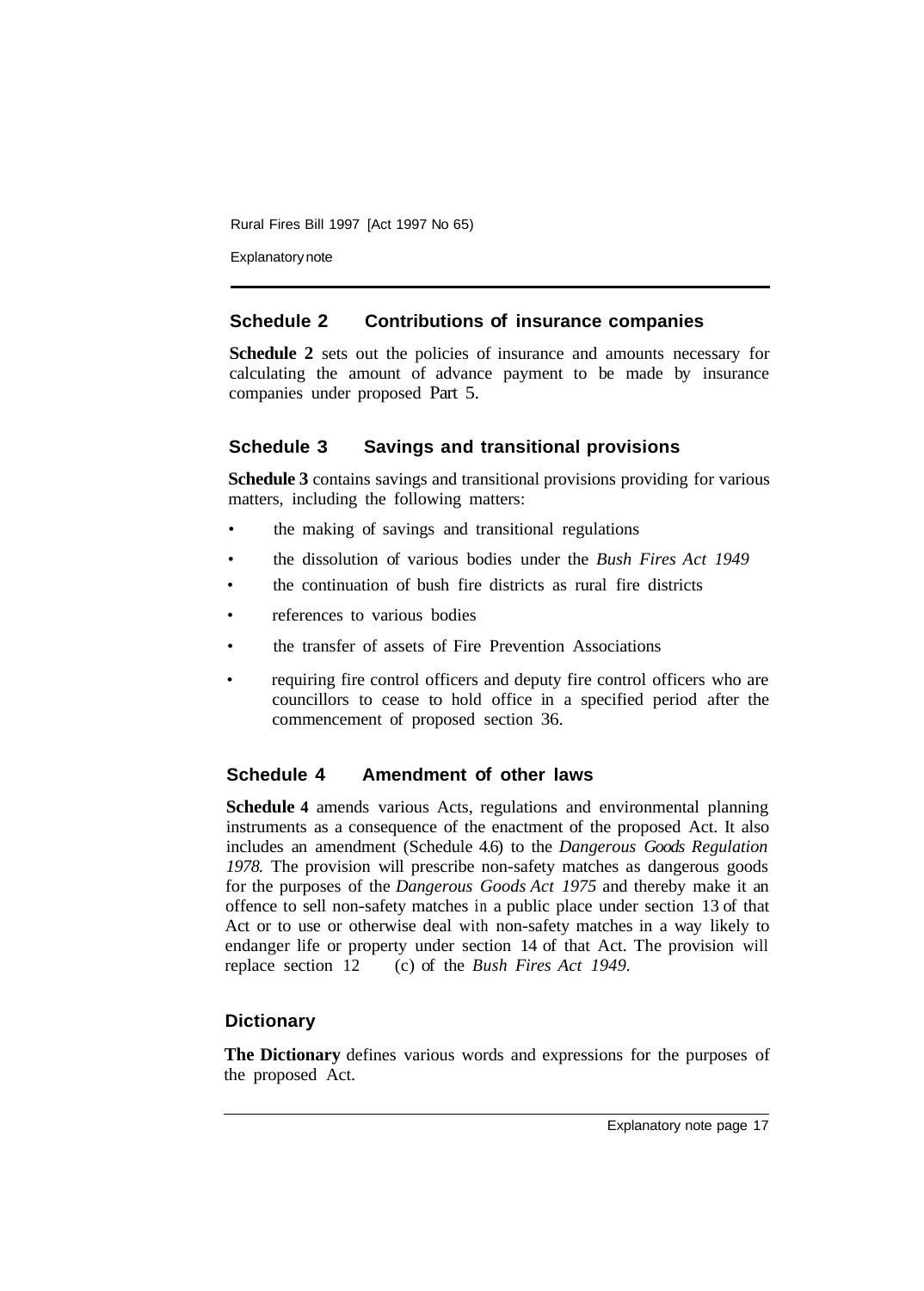## Schedule 2 Contributions of insurance companies

**Schedule 2** sets out the policies of insurance and amounts necessary for calculating the amount of advance payment to be made by insurance companies under proposed Part 5.

## Schedule 3 Savings and transitional provisions

**Schedule 3** contains savings and transitional provisions providing for various matters, including the following matters:

- the making of savings and transitional regulations
- the dissolution of various bodies under the *Bush Fires Act 1949*
- the continuation of bush fire districts as rural fire districts
- references to various bodies
- the transfer of assets of Fire Prevention Associations
- requiring fire control officers and deputy fire control officers who are councillors to cease to hold office in a specified period after the commencement of proposed section 36.

## Schedule 4 Amendment of other laws

**Schedule 4** amends various Acts, regulations and environmental planning instruments as a consequence of the enactment of the proposed Act. It also includes an amendment (Schedule 4.6) to the *Dangerous Goods Regulation 1978*. The provision will prescribe non-safety matches as dangerous goods for the purposes of the *Dangerous Goods Act 1975* and thereby make it an offence to sell non-safety matches in a public place under section 13 of that Act or to use or otherwise deal with non-safety matches in a way likely to endanger life or property under section 14 of that Act. The provision will replace section 12 (c) of the *Bush Fires Act 1949*.

## Dictionary

**The Dictionary** defines various words and expressions for the purposes of the proposed Act.